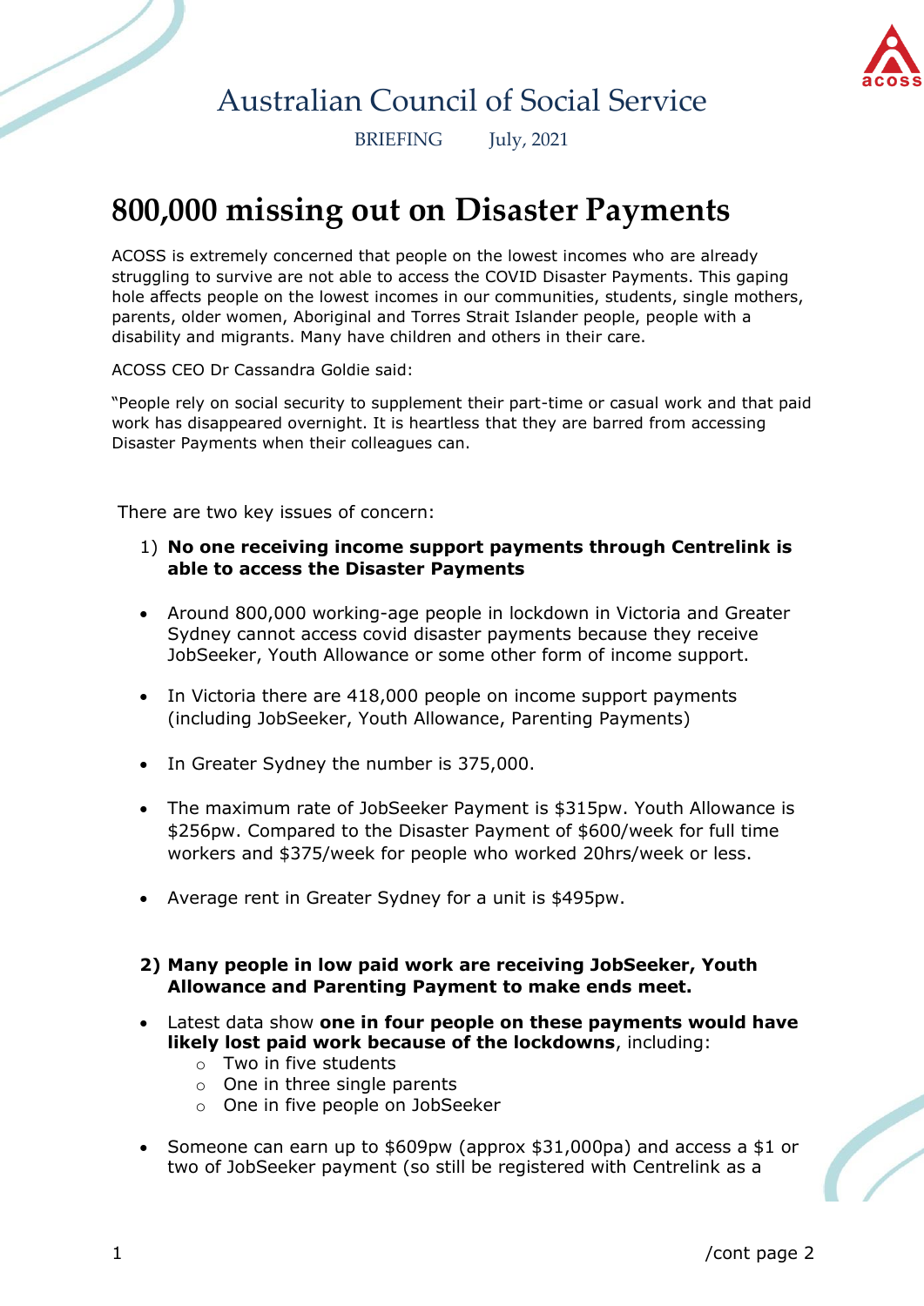Australian Council of Social Service

BRIEFING July, 2021

# 800,000 missing out on Disaster Payments

ACOSS is extremely concerned that people on the lowest incomes who are already struggling to survive are not able to access the COVID Disaster Payments. This gaping hole affects people on the lowest incomes in our communities, students, single mothers, parents, older women, Aboriginal and Torres Strait Islander people, people with a disability and migrants. Many have children and others in their care.

ACOSS CEO Dr Cassandra Goldie said:

"People rely on social security to supplement their part-time or casual work and that paid work has disappeared overnight. It is heartless that they are barred from accessing Disaster Payments when their colleagues can.

There are two key issues of concern:

1) **No one receiving income support payments through Centrelink is able to access the Disaster Payments**

- Around 800,000 working-age people in lockdown in Victoria and Greater Sydney cannot access covid disaster payments because they receive JobSeeker, Youth Allowance or some other form of income support.
- In Victoria there are 418,000 people on income support payments (including JobSeeker, Youth Allowance, Parenting Payments)
- In Greater Sydney the number is 375,000.
- The maximum rate of JobSeeker Payment is $315pw. Youth Allowance is $256pw. Compared to the Disaster Payment of $600/week for full time workers and $375/week for people who worked 20hrs/week or less.
- Average rent in Greater Sydney for a unit is $495pw.

**2) Many people in low paid work are receiving JobSeeker, Youth Allowance and Parenting Payment to make ends meet.**

- Latest data show **one in four people on these payments would have likely lost paid work because of the lockdowns**, including:
  - Two in five students
  - One in three single parents
  - One in five people on JobSeeker
- Someone can earn up to $609pw (approx $31,000pa) and access a $1 or two of JobSeeker payment (so still be registered with Centrelink as a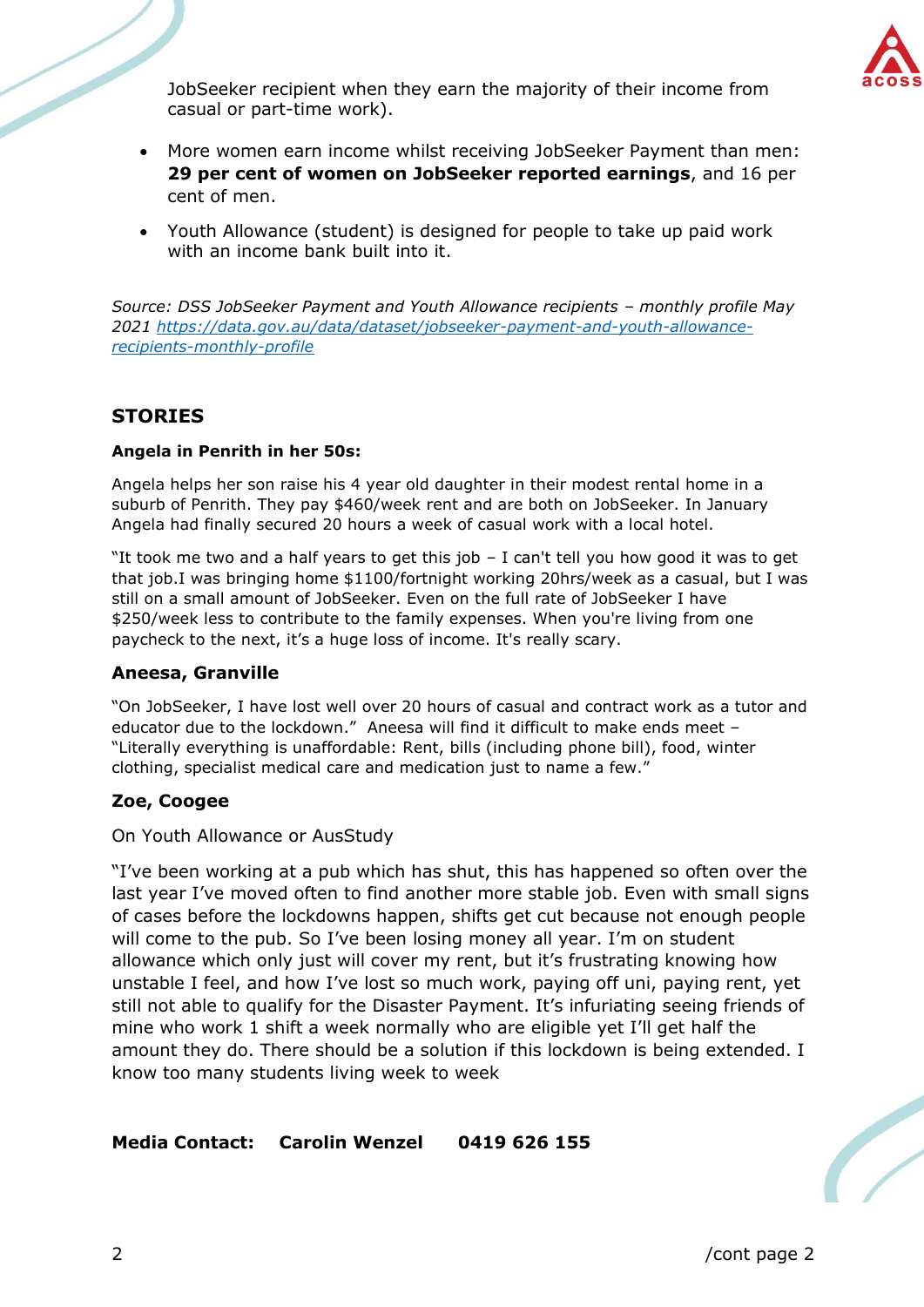JobSeeker recipient when they earn the majority of their income from casual or part-time work).

- More women earn income whilst receiving JobSeeker Payment than men: **29 per cent of women on JobSeeker reported earnings**, and 16 per cent of men.
- Youth Allowance (student) is designed for people to take up paid work with an income bank built into it.

*Source: DSS JobSeeker Payment and Youth Allowance recipients – monthly profile May 2021* [*https://data.gov.au/data/dataset/jobseeker-payment-and-youth-allowance-recipients-monthly-profile*](https://data.gov.au/data/dataset/jobseeker-payment-and-youth-allowance-recipients-monthly-profile)

## STORIES

#### Angela in Penrith in her 50s:

Angela helps her son raise his 4 year old daughter in their modest rental home in a suburb of Penrith. They pay $460/week rent and are both on JobSeeker. In January Angela had finally secured 20 hours a week of casual work with a local hotel.

"It took me two and a half years to get this job – I can't tell you how good it was to get that job.I was bringing home $1100/fortnight working 20hrs/week as a casual, but I was still on a small amount of JobSeeker. Even on the full rate of JobSeeker I have $250/week less to contribute to the family expenses. When you're living from one paycheck to the next, it's a huge loss of income. It's really scary.

### Aneesa, Granville

"On JobSeeker, I have lost well over 20 hours of casual and contract work as a tutor and educator due to the lockdown." Aneesa will find it difficult to make ends meet – "Literally everything is unaffordable: Rent, bills (including phone bill), food, winter clothing, specialist medical care and medication just to name a few."

### Zoe, Coogee

On Youth Allowance or AusStudy

"I've been working at a pub which has shut, this has happened so often over the last year I've moved often to find another more stable job. Even with small signs of cases before the lockdowns happen, shifts get cut because not enough people will come to the pub. So I've been losing money all year. I'm on student allowance which only just will cover my rent, but it's frustrating knowing how unstable I feel, and how I've lost so much work, paying off uni, paying rent, yet still not able to qualify for the Disaster Payment. It's infuriating seeing friends of mine who work 1 shift a week normally who are eligible yet I'll get half the amount they do. There should be a solution if this lockdown is being extended. I know too many students living week to week

**Media Contact: Carolin Wenzel 0419 626 155**